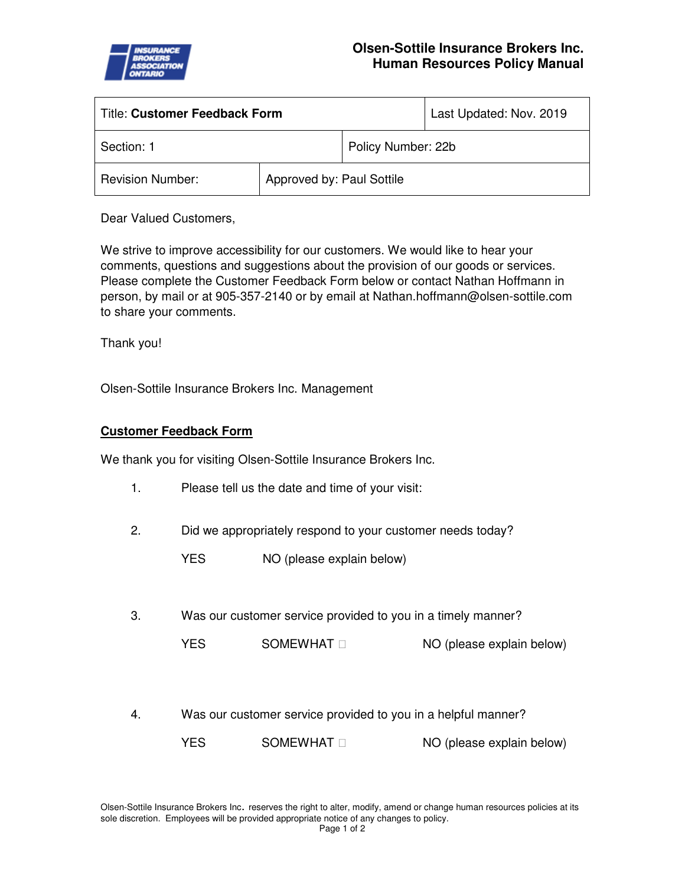Olsen-Sottile Insurance Brokers Inc.
Human Resources Policy Manual

| | | |
|---|---|---|
| Title: **Customer Feedback Form** | | Last Updated: Nov. 2019 |
| Section: 1 | Policy Number: 22b | |
| Revision Number: | Approved by: Paul Sottile | |

Dear Valued Customers,

We strive to improve accessibility for our customers. We would like to hear your comments, questions and suggestions about the provision of our goods or services. Please complete the Customer Feedback Form below or contact Nathan Hoffmann in person, by mail or at 905-357-2140 or by email at Nathan.hoffmann@olsen-sottile.com to share your comments.

Thank you!

Olsen-Sottile Insurance Brokers Inc. Management

## Customer Feedback Form

We thank you for visiting Olsen-Sottile Insurance Brokers Inc.

1. Please tell us the date and time of your visit:

2. Did we appropriately respond to your customer needs today?

   YES NO (please explain below)

3. Was our customer service provided to you in a timely manner?

   YES SOMEWHAT ☐ NO (please explain below)

4. Was our customer service provided to you in a helpful manner?

   YES SOMEWHAT ☐ NO (please explain below)

Olsen-Sottile Insurance Brokers Inc. reserves the right to alter, modify, amend or change human resources policies at its sole discretion. Employees will be provided appropriate notice of any changes to policy.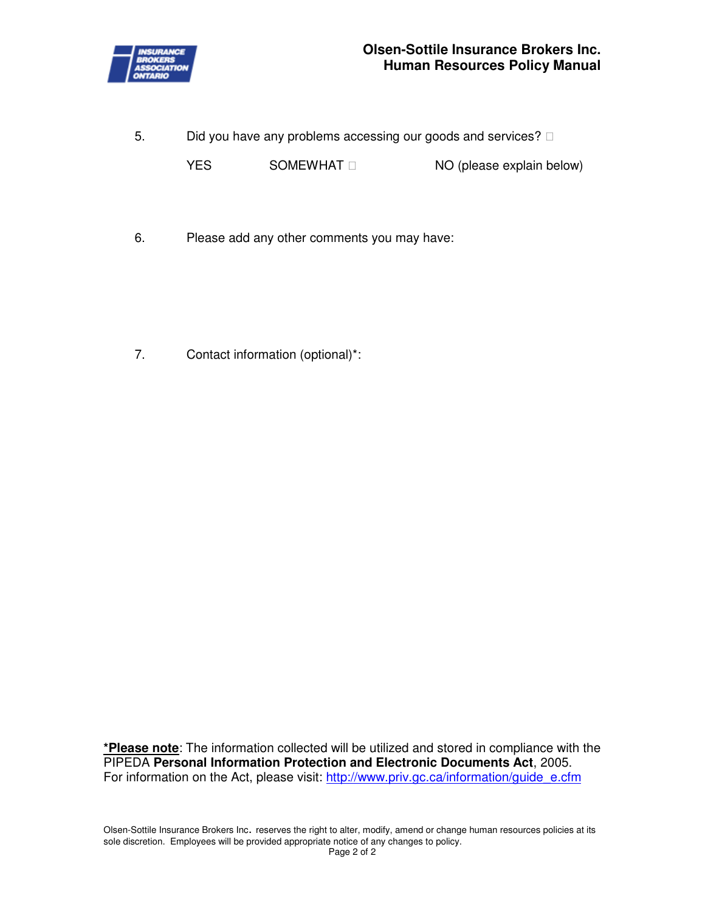5. Did you have any problems accessing our goods and services? □

   YES SOMEWHAT □ NO (please explain below)

6. Please add any other comments you may have:

7. Contact information (optional)*:

***Please note**: The information collected will be utilized and stored in compliance with the PIPEDA **Personal Information Protection and Electronic Documents Act**, 2005. For information on the Act, please visit: http://www.priv.gc.ca/information/guide_e.cfm

Olsen-Sottile Insurance Brokers Inc. reserves the right to alter, modify, amend or change human resources policies at its sole discretion. Employees will be provided appropriate notice of any changes to policy.